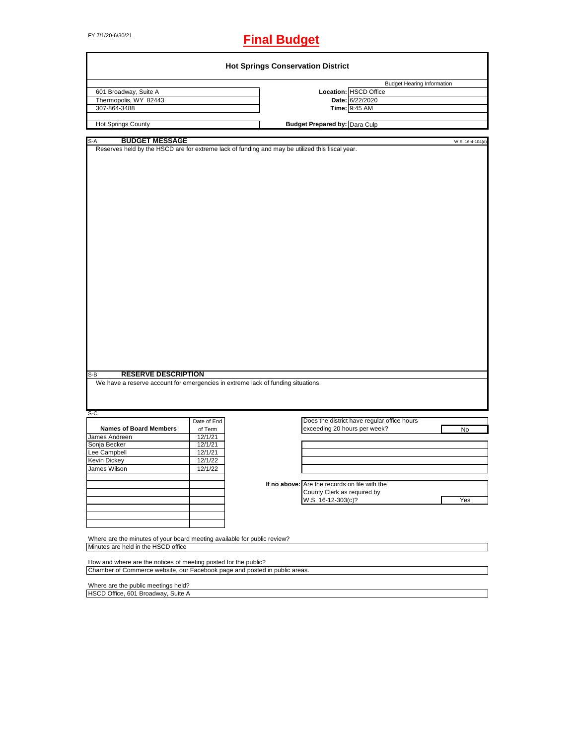FY 7/1/20-6/30/21

# Final Budget

## Hot Springs Conservation District

| | | |
|---|---|---|
| 601 Broadway, Suite A | | Budget Hearing Information |
| Thermopolis, WY 82443 | **Location:** | HSCD Office |
| 307-864-3488 | **Date:** | 6/22/2020 |
| | **Time:** | 9:45 AM |
| Hot Springs County | **Budget Prepared by:** | Dara Culp |

### S-A BUDGET MESSAGE

W.S. 16-4-104(d)

Reserves held by the HSCD are for extreme lack of funding and may be utilized this fiscal year.

### S-B RESERVE DESCRIPTION

We have a reserve account for emergencies in extreme lack of funding situations.

### S-C

| Names of Board Members | Date of End of Term |
|---|---|
| James Andreen | 12/1/21 |
| Sonja Becker | 12/1/21 |
| Lee Campbell | 12/1/21 |
| Kevin Dickey | 12/1/22 |
| James Wilson | 12/1/22 |

Does the district have regular office hours exceeding 20 hours per week? No

If no above: Are the records on file with the County Clerk as required by W.S. 16-12-303(c)? Yes

Where are the minutes of your board meeting available for public review?
Minutes are held in the HSCD office

How and where are the notices of meeting posted for the public?
Chamber of Commerce website, our Facebook page and posted in public areas.

Where are the public meetings held?
HSCD Office, 601 Broadway, Suite A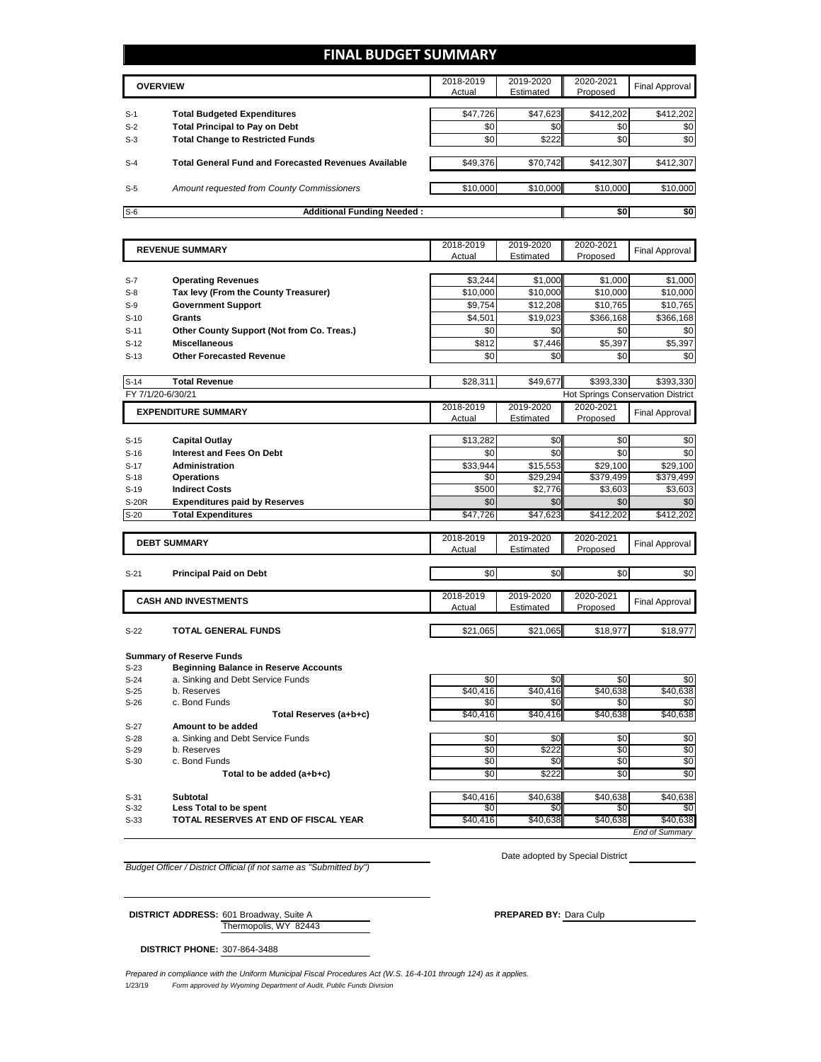# FINAL BUDGET SUMMARY

| | OVERVIEW | 2018-2019 Actual | 2019-2020 Estimated | 2020-2021 Proposed | Final Approval |
|---|---|---|---|---|---|
| S-1 | **Total Budgeted Expenditures** | $47,726 | $47,623 | $412,202 | $412,202 |
| S-2 | **Total Principal to Pay on Debt** | $0 | $0 | $0 | $0 |
| S-3 | **Total Change to Restricted Funds** | $0 | $222 | $0 | $0 |
| S-4 | **Total General Fund and Forecasted Revenues Available** | $49,376 | $70,742 | $412,307 | $412,307 |
| S-5 | *Amount requested from County Commissioners* | $10,000 | $10,000 | $10,000 | $10,000 |
| S-6 | **Additional Funding Needed :** | | | **$0** | **$0** |

| | REVENUE SUMMARY | 2018-2019 Actual | 2019-2020 Estimated | 2020-2021 Proposed | Final Approval |
|---|---|---|---|---|---|
| S-7 | **Operating Revenues** | $3,244 | $1,000 | $1,000 | $1,000 |
| S-8 | **Tax levy (From the County Treasurer)** | $10,000 | $10,000 | $10,000 | $10,000 |
| S-9 | **Government Support** | $9,754 | $12,208 | $10,765 | $10,765 |
| S-10 | **Grants** | $4,501 | $19,023 | $366,168 | $366,168 |
| S-11 | **Other County Support (Not from Co. Treas.)** | $0 | $0 | $0 | $0 |
| S-12 | **Miscellaneous** | $812 | $7,446 | $5,397 | $5,397 |
| S-13 | **Other Forecasted Revenue** | $0 | $0 | $0 | $0 |
| S-14 | **Total Revenue** | $28,311 | $49,677 | $393,330 | $393,330 |

FY 7/1/20-6/30/21 — Hot Springs Conservation District

| | EXPENDITURE SUMMARY | 2018-2019 Actual | 2019-2020 Estimated | 2020-2021 Proposed | Final Approval |
|---|---|---|---|---|---|
| S-15 | **Capital Outlay** | $13,282 | $0 | $0 | $0 |
| S-16 | **Interest and Fees On Debt** | $0 | $0 | $0 | $0 |
| S-17 | **Administration** | $33,944 | $15,553 | $29,100 | $29,100 |
| S-18 | **Operations** | $0 | $29,294 | $379,499 | $379,499 |
| S-19 | **Indirect Costs** | $500 | $2,776 | $3,603 | $3,603 |
| S-20R | **Expenditures paid by Reserves** | $0 | $0 | $0 | $0 |
| S-20 | **Total Expenditures** | $47,726 | $47,623 | $412,202 | $412,202 |

| | DEBT SUMMARY | 2018-2019 Actual | 2019-2020 Estimated | 2020-2021 Proposed | Final Approval |
|---|---|---|---|---|---|
| S-21 | **Principal Paid on Debt** | $0 | $0 | $0 | $0 |

| | CASH AND INVESTMENTS | 2018-2019 Actual | 2019-2020 Estimated | 2020-2021 Proposed | Final Approval |
|---|---|---|---|---|---|
| S-22 | **TOTAL GENERAL FUNDS** | $21,065 | $21,065 | $18,977 | $18,977 |
| | **Summary of Reserve Funds** | | | | |
| S-23 | **Beginning Balance in Reserve Accounts** | | | | |
| S-24 | a. Sinking and Debt Service Funds | $0 | $0 | $0 | $0 |
| S-25 | b. Reserves | $40,416 | $40,416 | $40,638 | $40,638 |
| S-26 | c. Bond Funds | $0 | $0 | $0 | $0 |
| | **Total Reserves (a+b+c)** | $40,416 | $40,416 | $40,638 | $40,638 |
| S-27 | **Amount to be added** | | | | |
| S-28 | a. Sinking and Debt Service Funds | $0 | $0 | $0 | $0 |
| S-29 | b. Reserves | $0 | $222 | $0 | $0 |
| S-30 | c. Bond Funds | $0 | $0 | $0 | $0 |
| | **Total to be added (a+b+c)** | $0 | $222 | $0 | $0 |
| S-31 | **Subtotal** | $40,416 | $40,638 | $40,638 | $40,638 |
| S-32 | **Less Total to be spent** | $0 | $0 | $0 | $0 |
| S-33 | **TOTAL RESERVES AT END OF FISCAL YEAR** | $40,416 | $40,638 | $40,638 | $40,638 |

*End of Summary*

*Budget Officer / District Official (if not same as "Submitted by")*

Date adopted by Special District

**DISTRICT ADDRESS:** 601 Broadway, Suite A
Thermopolis, WY 82443

**PREPARED BY:** Dara Culp

**DISTRICT PHONE:** 307-864-3488

*Prepared in compliance with the Uniform Municipal Fiscal Procedures Act (W.S. 16-4-101 through 124) as it applies.*

1/23/19 *Form approved by Wyoming Department of Audit, Public Funds Division*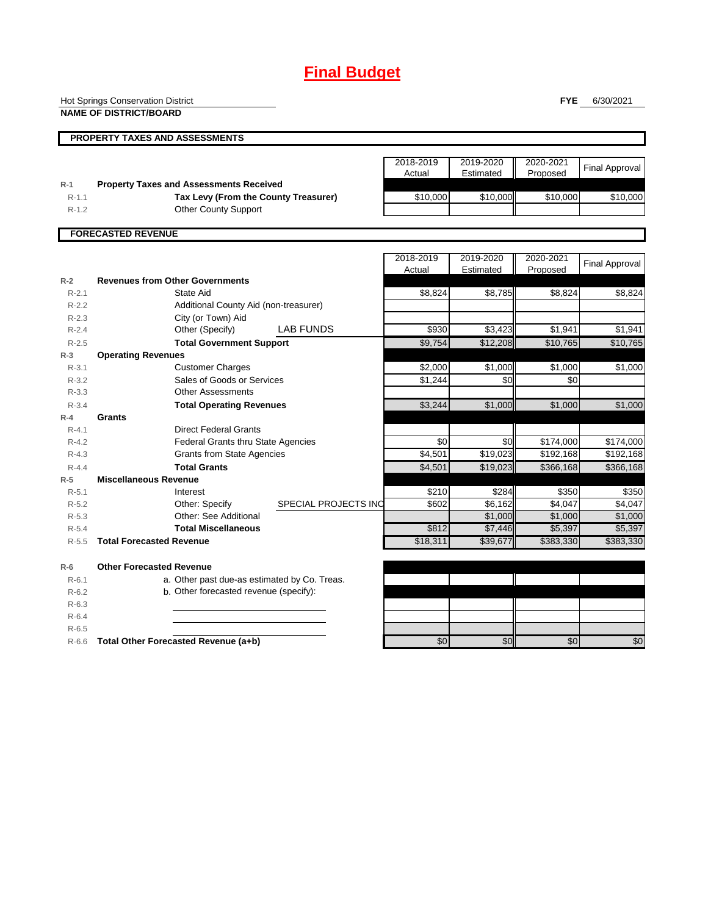# Final Budget

Hot Springs Conservation District
**NAME OF DISTRICT/BOARD**

**FYE** 6/30/2021

## PROPERTY TAXES AND ASSESSMENTS

| | | 2018-2019 Actual | 2019-2020 Estimated | 2020-2021 Proposed | Final Approval |
|---|---|---|---|---|---|
| R-1 | **Property Taxes and Assessments Received** | | | | |
| R-1.1 | **Tax Levy (From the County Treasurer)** | $10,000 | $10,000 | $10,000 | $10,000 |
| R-1.2 | Other County Support | | | | |

## FORECASTED REVENUE

| | | 2018-2019 Actual | 2019-2020 Estimated | 2020-2021 Proposed | Final Approval |
|---|---|---|---|---|---|
| R-2 | **Revenues from Other Governments** | | | | |
| R-2.1 | State Aid | $8,824 | $8,785 | $8,824 | $8,824 |
| R-2.2 | Additional County Aid (non-treasurer) | | | | |
| R-2.3 | City (or Town) Aid | | | | |
| R-2.4 | Other (Specify) LAB FUNDS | $930 | $3,423 | $1,941 | $1,941 |
| R-2.5 | **Total Government Support** | $9,754 | $12,208 | $10,765 | $10,765 |
| R-3 | **Operating Revenues** | | | | |
| R-3.1 | Customer Charges | $2,000 | $1,000 | $1,000 | $1,000 |
| R-3.2 | Sales of Goods or Services | $1,244 | $0 | $0 | |
| R-3.3 | Other Assessments | | | | |
| R-3.4 | **Total Operating Revenues** | $3,244 | $1,000 | $1,000 | $1,000 |
| R-4 | **Grants** | | | | |
| R-4.1 | Direct Federal Grants | | | | |
| R-4.2 | Federal Grants thru State Agencies | $0 | $0 | $174,000 | $174,000 |
| R-4.3 | Grants from State Agencies | $4,501 | $19,023 | $192,168 | $192,168 |
| R-4.4 | **Total Grants** | $4,501 | $19,023 | $366,168 | $366,168 |
| R-5 | **Miscellaneous Revenue** | | | | |
| R-5.1 | Interest | $210 | $284 | $350 | $350 |
| R-5.2 | Other: Specify SPECIAL PROJECTS INC | $602 | $6,162 | $4,047 | $4,047 |
| R-5.3 | Other: See Additional | | $1,000 | $1,000 | $1,000 |
| R-5.4 | **Total Miscellaneous** | $812 | $7,446 | $5,397 | $5,397 |
| R-5.5 | **Total Forecasted Revenue** | $18,311 | $39,677 | $383,330 | $383,330 |
| R-6 | **Other Forecasted Revenue** | | | | |
| R-6.1 | a. Other past due-as estimated by Co. Treas. | | | | |
| R-6.2 | b. Other forecasted revenue (specify): | | | | |
| R-6.3 | | | | | |
| R-6.4 | | | | | |
| R-6.5 | | | | | |
| R-6.6 | **Total Other Forecasted Revenue (a+b)** | $0 | $0 | $0 | $0 |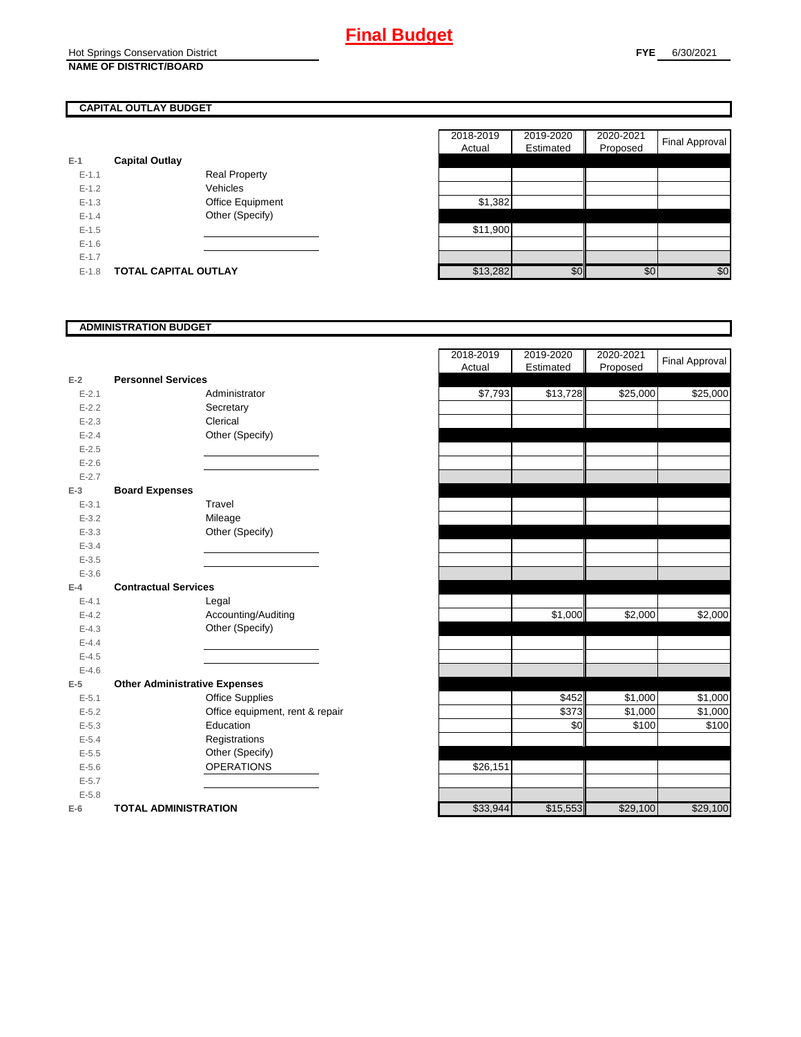# Final Budget

Hot Springs Conservation District
**NAME OF DISTRICT/BOARD**

**FYE** 6/30/2021

## CAPITAL OUTLAY BUDGET

| | | | 2018-2019 Actual | 2019-2020 Estimated | 2020-2021 Proposed | Final Approval |
|---|---|---|---|---|---|---|
| E-1 | **Capital Outlay** | | | | | |
| E-1.1 | | Real Property | | | | |
| E-1.2 | | Vehicles | | | | |
| E-1.3 | | Office Equipment | $1,382 | | | |
| E-1.4 | | Other (Specify) | | | | |
| E-1.5 | | | $11,900 | | | |
| E-1.6 | | | | | | |
| E-1.7 | | | | | | |
| E-1.8 | **TOTAL CAPITAL OUTLAY** | | $13,282 | $0 | $0 | $0 |

## ADMINISTRATION BUDGET

| | | | 2018-2019 Actual | 2019-2020 Estimated | 2020-2021 Proposed | Final Approval |
|---|---|---|---|---|---|---|
| E-2 | **Personnel Services** | | | | | |
| E-2.1 | | Administrator | $7,793 | $13,728 | $25,000 | $25,000 |
| E-2.2 | | Secretary | | | | |
| E-2.3 | | Clerical | | | | |
| E-2.4 | | Other (Specify) | | | | |
| E-2.5 | | | | | | |
| E-2.6 | | | | | | |
| E-2.7 | | | | | | |
| E-3 | **Board Expenses** | | | | | |
| E-3.1 | | Travel | | | | |
| E-3.2 | | Mileage | | | | |
| E-3.3 | | Other (Specify) | | | | |
| E-3.4 | | | | | | |
| E-3.5 | | | | | | |
| E-3.6 | | | | | | |
| E-4 | **Contractual Services** | | | | | |
| E-4.1 | | Legal | | | | |
| E-4.2 | | Accounting/Auditing | | $1,000 | $2,000 | $2,000 |
| E-4.3 | | Other (Specify) | | | | |
| E-4.4 | | | | | | |
| E-4.5 | | | | | | |
| E-4.6 | | | | | | |
| E-5 | **Other Administrative Expenses** | | | | | |
| E-5.1 | | Office Supplies | | $452 | $1,000 | $1,000 |
| E-5.2 | | Office equipment, rent & repair | | $373 | $1,000 | $1,000 |
| E-5.3 | | Education | | $0 | $100 | $100 |
| E-5.4 | | Registrations | | | | |
| E-5.5 | | Other (Specify) | | | | |
| E-5.6 | | OPERATIONS | $26,151 | | | |
| E-5.7 | | | | | | |
| E-5.8 | | | | | | |
| E-6 | **TOTAL ADMINISTRATION** | | $33,944 | $15,553 | $29,100 | $29,100 |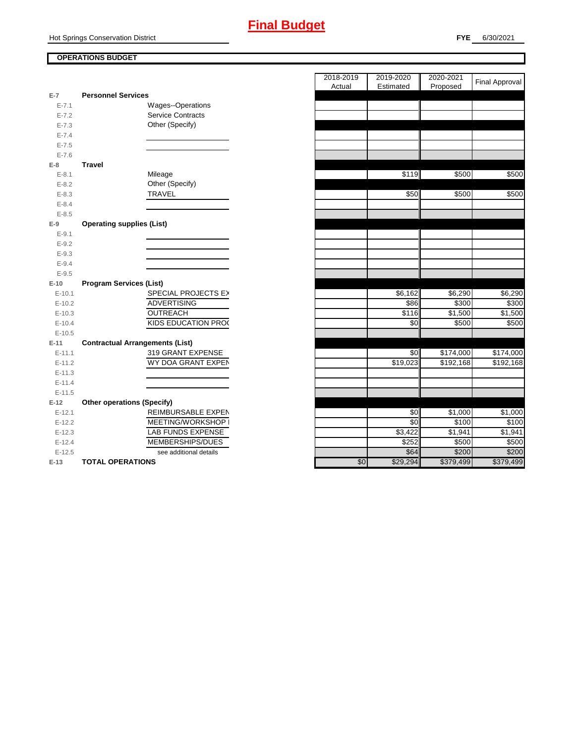# Final Budget

Hot Springs Conservation District

**FYE** 6/30/2021

**OPERATIONS BUDGET**

| | | | 2018-2019 Actual | 2019-2020 Estimated | 2020-2021 Proposed | Final Approval |
|---|---|---|---|---|---|---|
| E-7 | **Personnel Services** | | | | | |
| E-7.1 | | Wages--Operations | | | | |
| E-7.2 | | Service Contracts | | | | |
| E-7.3 | | Other (Specify) | | | | |
| E-7.4 | | | | | | |
| E-7.5 | | | | | | |
| E-7.6 | | | | | | |
| E-8 | **Travel** | | | | | |
| E-8.1 | | Mileage | | $119 | $500 | $500 |
| E-8.2 | | Other (Specify) | | | | |
| E-8.3 | | TRAVEL | | $50 | $500 | $500 |
| E-8.4 | | | | | | |
| E-8.5 | | | | | | |
| E-9 | **Operating supplies (List)** | | | | | |
| E-9.1 | | | | | | |
| E-9.2 | | | | | | |
| E-9.3 | | | | | | |
| E-9.4 | | | | | | |
| E-9.5 | | | | | | |
| E-10 | **Program Services (List)** | | | | | |
| E-10.1 | | SPECIAL PROJECTS EX | | $6,162 | $6,290 | $6,290 |
| E-10.2 | | ADVERTISING | | $86 | $300 | $300 |
| E-10.3 | | OUTREACH | | $116 | $1,500 | $1,500 |
| E-10.4 | | KIDS EDUCATION PRO( | | $0 | $500 | $500 |
| E-10.5 | | | | | | |
| E-11 | **Contractual Arrangements (List)** | | | | | |
| E-11.1 | | 319 GRANT EXPENSE | | $0 | $174,000 | $174,000 |
| E-11.2 | | WY DOA GRANT EXPEN | | $19,023 | $192,168 | $192,168 |
| E-11.3 | | | | | | |
| E-11.4 | | | | | | |
| E-11.5 | | | | | | |
| E-12 | **Other operations (Specify)** | | | | | |
| E-12.1 | | REIMBURSABLE EXPEN | | $0 | $1,000 | $1,000 |
| E-12.2 | | MEETING/WORKSHOP I | | $0 | $100 | $100 |
| E-12.3 | | LAB FUNDS EXPENSE | | $3,422 | $1,941 | $1,941 |
| E-12.4 | | MEMBERSHIPS/DUES | | $252 | $500 | $500 |
| E-12.5 | | see additional details | | $64 | $200 | $200 |
| E-13 | **TOTAL OPERATIONS** | | $0 | $29,294 | $379,499 | $379,499 |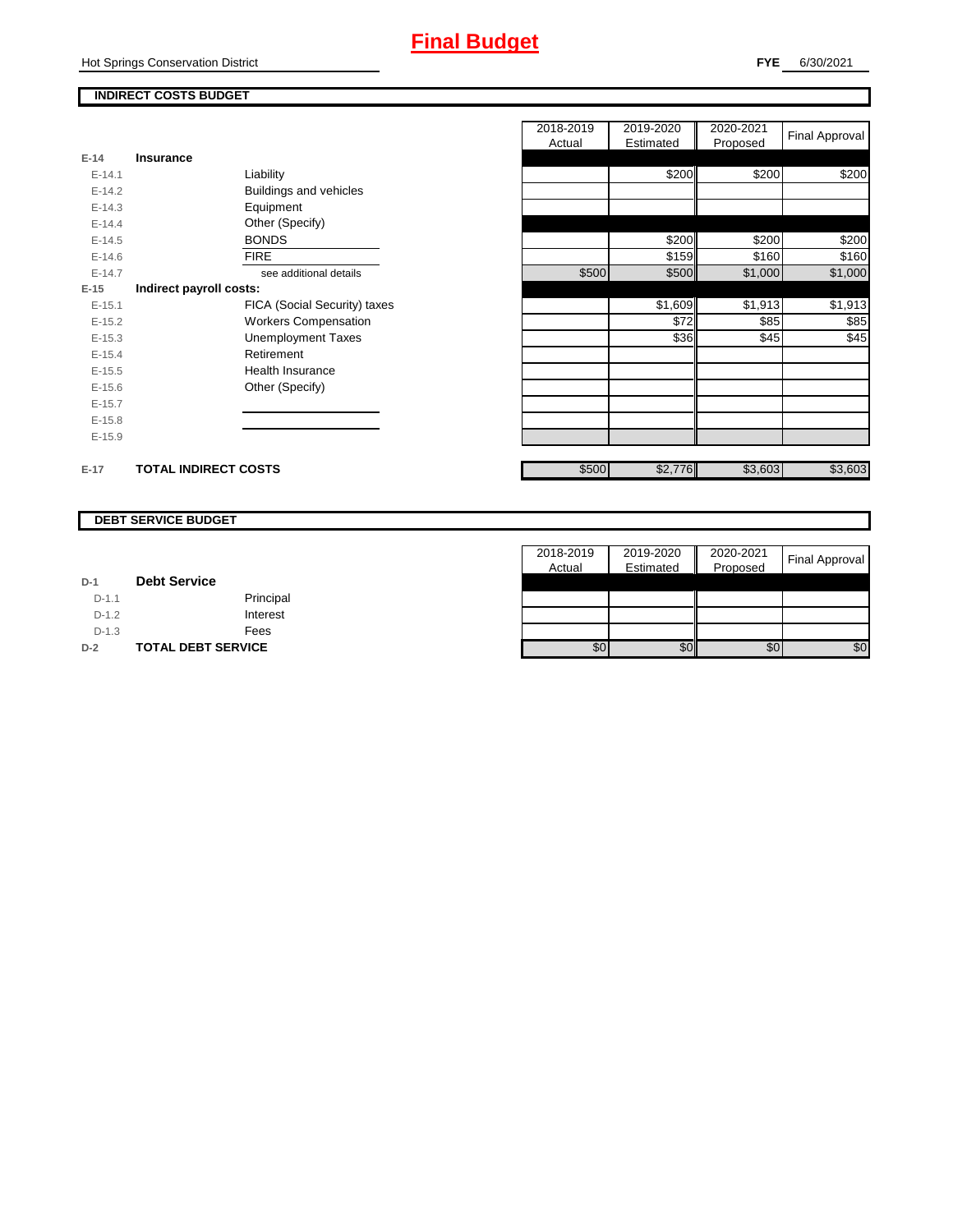# Final Budget

Hot Springs Conservation District

**FYE** 6/30/2021

**INDIRECT COSTS BUDGET**

| | | | 2018-2019 Actual | 2019-2020 Estimated | 2020-2021 Proposed | Final Approval |
|---|---|---|---|---|---|---|
| E-14 | **Insurance** | | | | | |
| E-14.1 | | Liability | | $200 | $200 | $200 |
| E-14.2 | | Buildings and vehicles | | | | |
| E-14.3 | | Equipment | | | | |
| E-14.4 | | Other (Specify) | | | | |
| E-14.5 | | BONDS | | $200 | $200 | $200 |
| E-14.6 | | FIRE | | $159 | $160 | $160 |
| E-14.7 | | see additional details | $500 | $500 | $1,000 | $1,000 |
| E-15 | **Indirect payroll costs:** | | | | | |
| E-15.1 | | FICA (Social Security) taxes | | $1,609 | $1,913 | $1,913 |
| E-15.2 | | Workers Compensation | | $72 | $85 | $85 |
| E-15.3 | | Unemployment Taxes | | $36 | $45 | $45 |
| E-15.4 | | Retirement | | | | |
| E-15.5 | | Health Insurance | | | | |
| E-15.6 | | Other (Specify) | | | | |
| E-15.7 | | | | | | |
| E-15.8 | | | | | | |
| E-15.9 | | | | | | |
| E-17 | **TOTAL INDIRECT COSTS** | | $500 | $2,776 | $3,603 | $3,603 |

**DEBT SERVICE BUDGET**

| | | | 2018-2019 Actual | 2019-2020 Estimated | 2020-2021 Proposed | Final Approval |
|---|---|---|---|---|---|---|
| D-1 | **Debt Service** | | | | | |
| D-1.1 | | Principal | | | | |
| D-1.2 | | Interest | | | | |
| D-1.3 | | Fees | | | | |
| D-2 | **TOTAL DEBT SERVICE** | | $0 | $0 | $0 | $0 |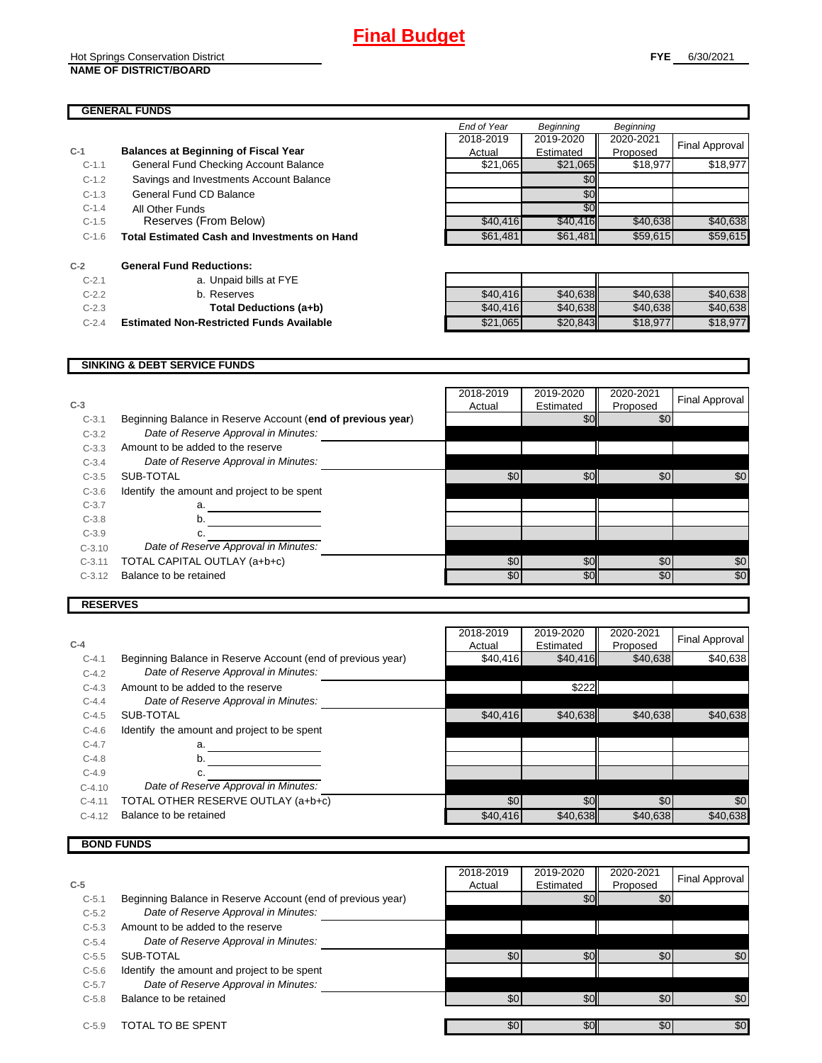# Final Budget

Hot Springs Conservation District
**NAME OF DISTRICT/BOARD**

**FYE** 6/30/2021

## GENERAL FUNDS

| | | End of Year 2018-2019 Actual | Beginning 2019-2020 Estimated | Beginning 2020-2021 Proposed | Final Approval |
|---|---|---|---|---|---|
| **C-1** | **Balances at Beginning of Fiscal Year** | | | | |
| C-1.1 | General Fund Checking Account Balance | $21,065 | $21,065 | $18,977 | $18,977 |
| C-1.2 | Savings and Investments Account Balance | | $0 | | |
| C-1.3 | General Fund CD Balance | | $0 | | |
| C-1.4 | All Other Funds | | $0 | | |
| C-1.5 | Reserves (From Below) | $40,416 | $40,416 | $40,638 | $40,638 |
| C-1.6 | **Total Estimated Cash and Investments on Hand** | $61,481 | $61,481 | $59,615 | $59,615 |
| **C-2** | **General Fund Reductions:** | | | | |
| C-2.1 | a. Unpaid bills at FYE | | | | |
| C-2.2 | b. Reserves | $40,416 | $40,638 | $40,638 | $40,638 |
| C-2.3 | **Total Deductions (a+b)** | $40,416 | $40,638 | $40,638 | $40,638 |
| C-2.4 | **Estimated Non-Restricted Funds Available** | $21,065 | $20,843 | $18,977 | $18,977 |

## SINKING & DEBT SERVICE FUNDS

| **C-3** | | 2018-2019 Actual | 2019-2020 Estimated | 2020-2021 Proposed | Final Approval |
|---|---|---|---|---|---|
| C-3.1 | Beginning Balance in Reserve Account (**end of previous year**) | | $0 | $0 | |
| C-3.2 | *Date of Reserve Approval in Minutes:* | | | | |
| C-3.3 | Amount to be added to the reserve | | | | |
| C-3.4 | *Date of Reserve Approval in Minutes:* | | | | |
| C-3.5 | SUB-TOTAL | $0 | $0 | $0 | $0 |
| C-3.6 | Identify the amount and project to be spent | | | | |
| C-3.7 | a. | | | | |
| C-3.8 | b. | | | | |
| C-3.9 | c. | | | | |
| C-3.10 | *Date of Reserve Approval in Minutes:* | | | | |
| C-3.11 | TOTAL CAPITAL OUTLAY (a+b+c) | $0 | $0 | $0 | $0 |
| C-3.12 | Balance to be retained | $0 | $0 | $0 | $0 |

## RESERVES

| **C-4** | | 2018-2019 Actual | 2019-2020 Estimated | 2020-2021 Proposed | Final Approval |
|---|---|---|---|---|---|
| C-4.1 | Beginning Balance in Reserve Account (end of previous year) | $40,416 | $40,416 | $40,638 | $40,638 |
| C-4.2 | *Date of Reserve Approval in Minutes:* | | | | |
| C-4.3 | Amount to be added to the reserve | | $222 | | |
| C-4.4 | *Date of Reserve Approval in Minutes:* | | | | |
| C-4.5 | SUB-TOTAL | $40,416 | $40,638 | $40,638 | $40,638 |
| C-4.6 | Identify the amount and project to be spent | | | | |
| C-4.7 | a. | | | | |
| C-4.8 | b. | | | | |
| C-4.9 | c. | | | | |
| C-4.10 | *Date of Reserve Approval in Minutes:* | | | | |
| C-4.11 | TOTAL OTHER RESERVE OUTLAY (a+b+c) | $0 | $0 | $0 | $0 |
| C-4.12 | Balance to be retained | $40,416 | $40,638 | $40,638 | $40,638 |

## BOND FUNDS

| **C-5** | | 2018-2019 Actual | 2019-2020 Estimated | 2020-2021 Proposed | Final Approval |
|---|---|---|---|---|---|
| C-5.1 | Beginning Balance in Reserve Account (end of previous year) | | $0 | $0 | |
| C-5.2 | *Date of Reserve Approval in Minutes:* | | | | |
| C-5.3 | Amount to be added to the reserve | | | | |
| C-5.4 | *Date of Reserve Approval in Minutes:* | | | | |
| C-5.5 | SUB-TOTAL | $0 | $0 | $0 | $0 |
| C-5.6 | Identify the amount and project to be spent | | | | |
| C-5.7 | *Date of Reserve Approval in Minutes:* | | | | |
| C-5.8 | Balance to be retained | $0 | $0 | $0 | $0 |
| C-5.9 | TOTAL TO BE SPENT | $0 | $0 | $0 | $0 |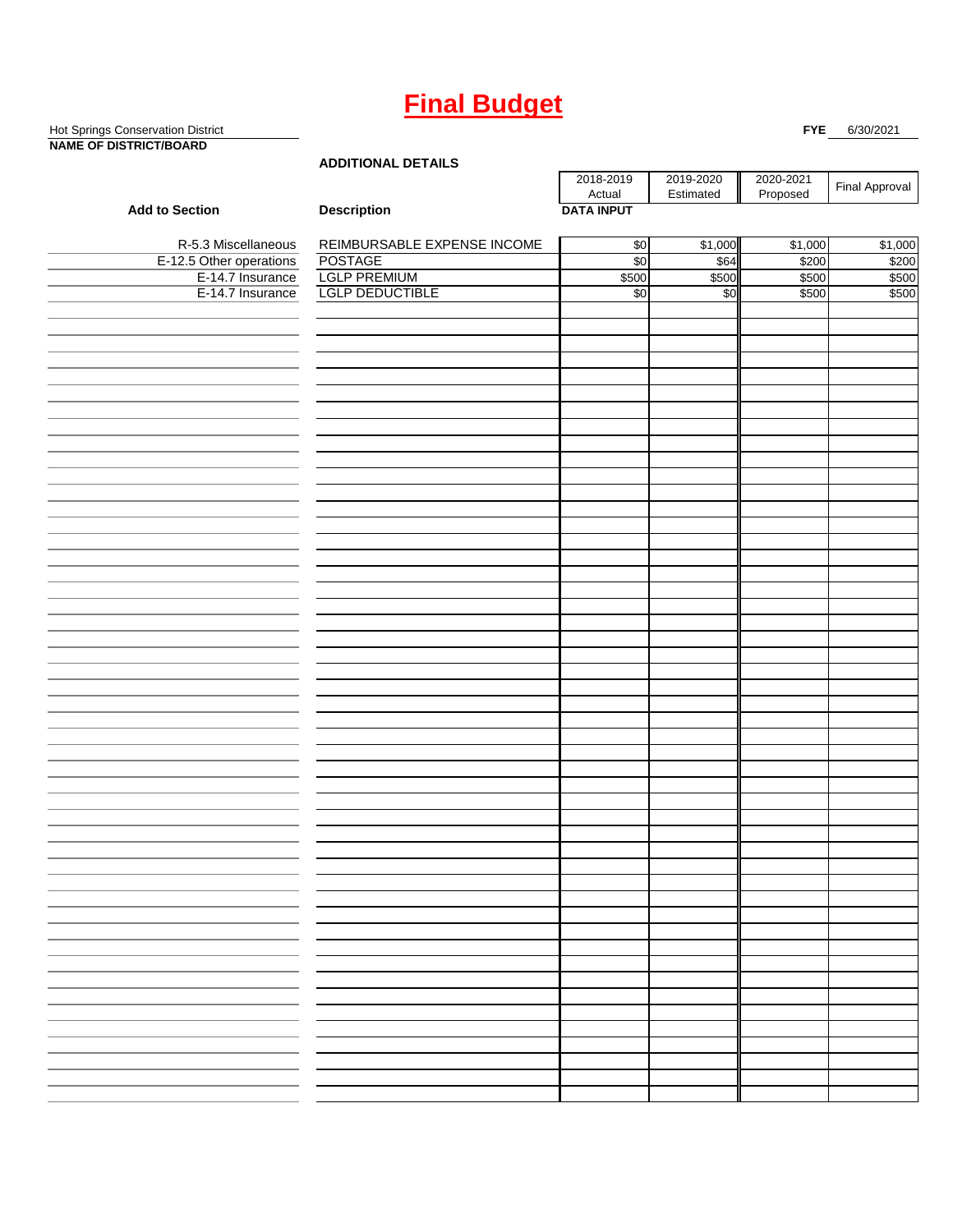# Final Budget

Hot Springs Conservation District

**NAME OF DISTRICT/BOARD**

**FYE** 6/30/2021

**ADDITIONAL DETAILS**

| Add to Section | Description | 2018-2019 Actual | 2019-2020 Estimated | 2020-2021 Proposed | Final Approval |
|---|---|---|---|---|---|
| | | **DATA INPUT** | | | |
| R-5.3 Miscellaneous | REIMBURSABLE EXPENSE INCOME | $0 | $1,000 | $1,000 | $1,000 |
| E-12.5 Other operations | POSTAGE | $0 | $64 | $200 | $200 |
| E-14.7 Insurance | LGLP PREMIUM | $500 | $500 | $500 | $500 |
| E-14.7 Insurance | LGLP DEDUCTIBLE | $0 | $0 | $500 | $500 |